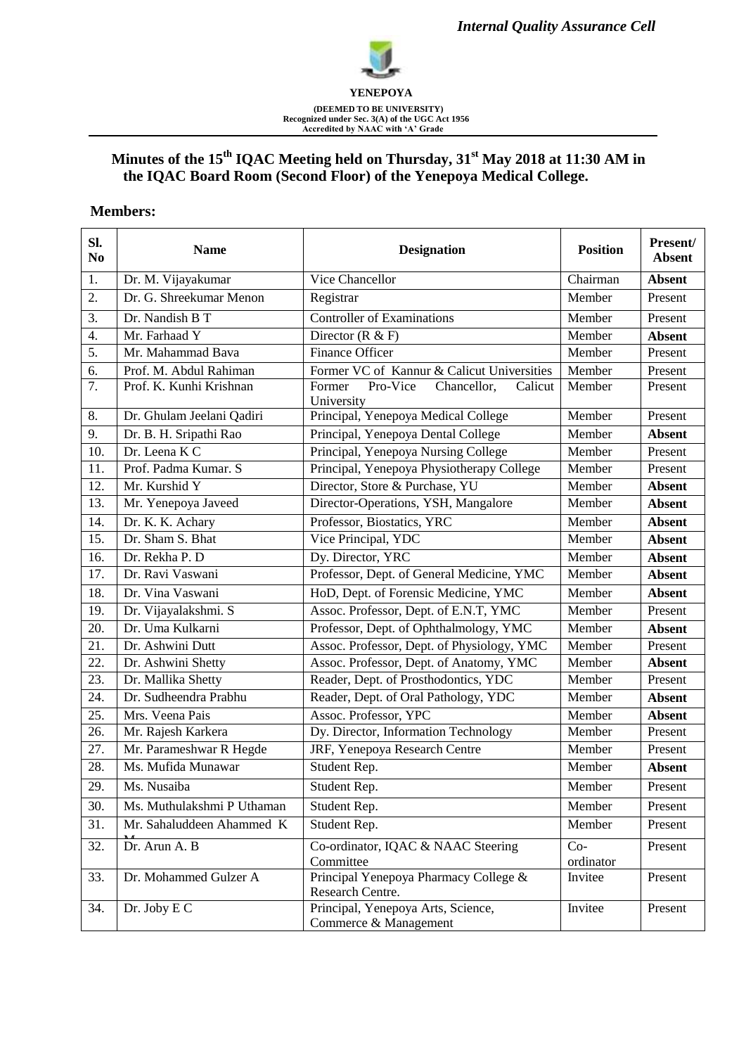*Internal Quality Assurance Cell*

**YENEPOYA**

**(DEEMED TO BE UNIVERSITY)**
**Recognized under Sec. 3(A) of the UGC Act 1956**
**Accredited by NAAC with 'A' Grade**

## Minutes of the 15th IQAC Meeting held on Thursday, 31st May 2018 at 11:30 AM in the IQAC Board Room (Second Floor) of the Yenepoya Medical College.

**Members:**

| Sl. No | Name | Designation | Position | Present/ Absent |
|---|---|---|---|---|
| 1. | Dr. M. Vijayakumar | Vice Chancellor | Chairman | **Absent** |
| 2. | Dr. G. Shreekumar Menon | Registrar | Member | Present |
| 3. | Dr. Nandish B T | Controller of Examinations | Member | Present |
| 4. | Mr. Farhaad Y | Director (R & F) | Member | **Absent** |
| 5. | Mr. Mahammad Bava | Finance Officer | Member | Present |
| 6. | Prof. M. Abdul Rahiman | Former VC of Kannur & Calicut Universities | Member | Present |
| 7. | Prof. K. Kunhi Krishnan | Former Pro-Vice Chancellor, Calicut University | Member | Present |
| 8. | Dr. Ghulam Jeelani Qadiri | Principal, Yenepoya Medical College | Member | Present |
| 9. | Dr. B. H. Sripathi Rao | Principal, Yenepoya Dental College | Member | **Absent** |
| 10. | Dr. Leena K C | Principal, Yenepoya Nursing College | Member | Present |
| 11. | Prof. Padma Kumar. S | Principal, Yenepoya Physiotherapy College | Member | Present |
| 12. | Mr. Kurshid Y | Director, Store & Purchase, YU | Member | **Absent** |
| 13. | Mr. Yenepoya Javeed | Director-Operations, YSH, Mangalore | Member | **Absent** |
| 14. | Dr. K. K. Achary | Professor, Biostatics, YRC | Member | **Absent** |
| 15. | Dr. Sham S. Bhat | Vice Principal, YDC | Member | **Absent** |
| 16. | Dr. Rekha P. D | Dy. Director, YRC | Member | **Absent** |
| 17. | Dr. Ravi Vaswani | Professor, Dept. of General Medicine, YMC | Member | **Absent** |
| 18. | Dr. Vina Vaswani | HoD, Dept. of Forensic Medicine, YMC | Member | **Absent** |
| 19. | Dr. Vijayalakshmi. S | Assoc. Professor, Dept. of E.N.T, YMC | Member | Present |
| 20. | Dr. Uma Kulkarni | Professor, Dept. of Ophthalmology, YMC | Member | **Absent** |
| 21. | Dr. Ashwini Dutt | Assoc. Professor, Dept. of Physiology, YMC | Member | Present |
| 22. | Dr. Ashwini Shetty | Assoc. Professor, Dept. of Anatomy, YMC | Member | **Absent** |
| 23. | Dr. Mallika Shetty | Reader, Dept. of Prosthodontics, YDC | Member | Present |
| 24. | Dr. Sudheendra Prabhu | Reader, Dept. of Oral Pathology, YDC | Member | **Absent** |
| 25. | Mrs. Veena Pais | Assoc. Professor, YPC | Member | **Absent** |
| 26. | Mr. Rajesh Karkera | Dy. Director, Information Technology | Member | Present |
| 27. | Mr. Parameshwar R Hegde | JRF, Yenepoya Research Centre | Member | Present |
| 28. | Ms. Mufida Munawar | Student Rep. | Member | **Absent** |
| 29. | Ms. Nusaiba | Student Rep. | Member | Present |
| 30. | Ms. Muthulakshmi P Uthaman | Student Rep. | Member | Present |
| 31. | Mr. Sahaluddeen Ahammed K M | Student Rep. | Member | Present |
| 32. | Dr. Arun A. B | Co-ordinator, IQAC & NAAC Steering Committee | Co-ordinator | Present |
| 33. | Dr. Mohammed Gulzer A | Principal Yenepoya Pharmacy College & Research Centre. | Invitee | Present |
| 34. | Dr. Joby E C | Principal, Yenepoya Arts, Science, Commerce & Management | Invitee | Present |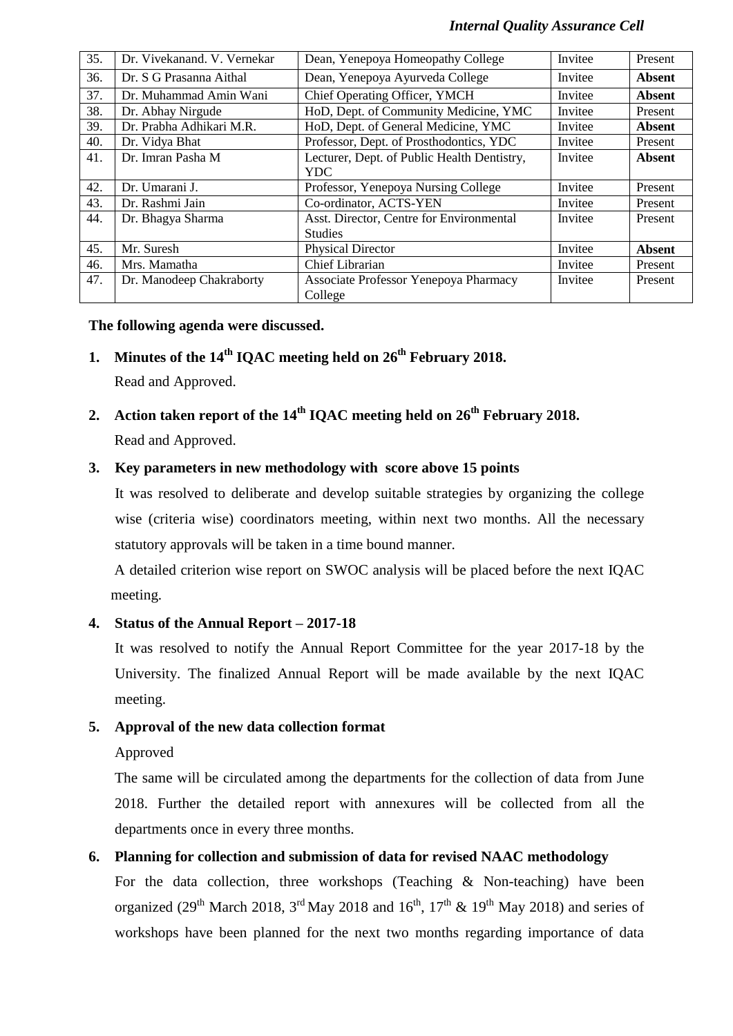| 35. | Dr. Vivekanand. V. Vernekar | Dean, Yenepoya Homeopathy College | Invitee | Present |
|---|---|---|---|---|
| 36. | Dr. S G Prasanna Aithal | Dean, Yenepoya Ayurveda College | Invitee | **Absent** |
| 37. | Dr. Muhammad Amin Wani | Chief Operating Officer, YMCH | Invitee | **Absent** |
| 38. | Dr. Abhay Nirgude | HoD, Dept. of Community Medicine, YMC | Invitee | Present |
| 39. | Dr. Prabha Adhikari M.R. | HoD, Dept. of General Medicine, YMC | Invitee | **Absent** |
| 40. | Dr. Vidya Bhat | Professor, Dept. of Prosthodontics, YDC | Invitee | Present |
| 41. | Dr. Imran Pasha M | Lecturer, Dept. of Public Health Dentistry, YDC | Invitee | **Absent** |
| 42. | Dr. Umarani J. | Professor, Yenepoya Nursing College | Invitee | Present |
| 43. | Dr. Rashmi Jain | Co-ordinator, ACTS-YEN | Invitee | Present |
| 44. | Dr. Bhagya Sharma | Asst. Director, Centre for Environmental Studies | Invitee | Present |
| 45. | Mr. Suresh | Physical Director | Invitee | **Absent** |
| 46. | Mrs. Mamatha | Chief Librarian | Invitee | Present |
| 47. | Dr. Manodeep Chakraborty | Associate Professor Yenepoya Pharmacy College | Invitee | Present |

**The following agenda were discussed.**

1. **Minutes of the 14th IQAC meeting held on 26th February 2018.**

   Read and Approved.

2. **Action taken report of the 14th IQAC meeting held on 26th February 2018.**

   Read and Approved.

3. **Key parameters in new methodology with score above 15 points**

   It was resolved to deliberate and develop suitable strategies by organizing the college wise (criteria wise) coordinators meeting, within next two months. All the necessary statutory approvals will be taken in a time bound manner.

   A detailed criterion wise report on SWOC analysis will be placed before the next IQAC meeting.

4. **Status of the Annual Report – 2017-18**

   It was resolved to notify the Annual Report Committee for the year 2017-18 by the University. The finalized Annual Report will be made available by the next IQAC meeting.

5. **Approval of the new data collection format**

   Approved

   The same will be circulated among the departments for the collection of data from June 2018. Further the detailed report with annexures will be collected from all the departments once in every three months.

6. **Planning for collection and submission of data for revised NAAC methodology**

   For the data collection, three workshops (Teaching & Non-teaching) have been organized (29th March 2018, 3rd May 2018 and 16th, 17th & 19th May 2018) and series of workshops have been planned for the next two months regarding importance of data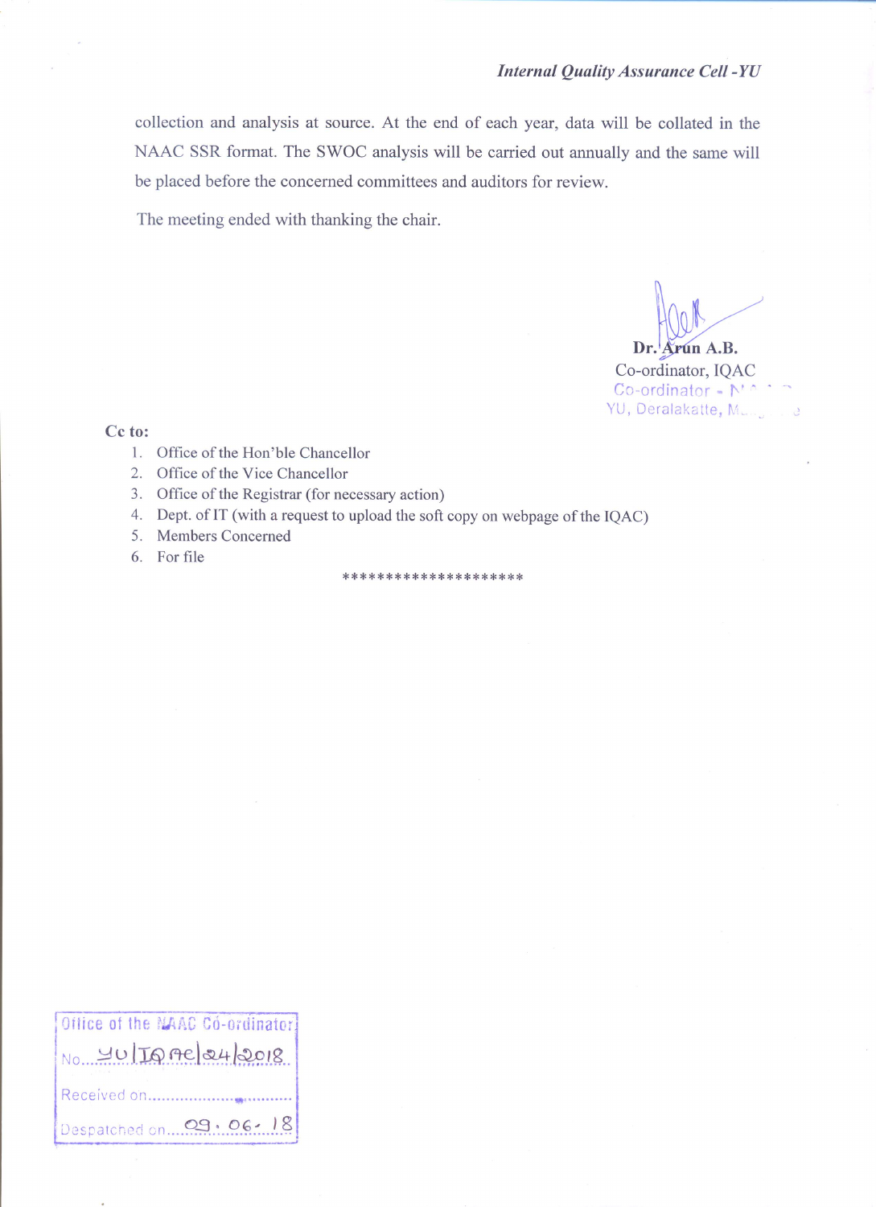collection and analysis at source. At the end of each year, data will be collated in the NAAC SSR format. The SWOC analysis will be carried out annually and the same will be placed before the concerned committees and auditors for review.

The meeting ended with thanking the chair.

**Dr. Arun A.B.**
Co-ordinator, IQAC
Co-ordinator - N...
YU, Deralakatte, M...

**Cc to:**

1. Office of the Hon'ble Chancellor
2. Office of the Vice Chancellor
3. Office of the Registrar (for necessary action)
4. Dept. of IT (with a request to upload the soft copy on webpage of the IQAC)
5. Members Concerned
6. For file

*********************

Office of the NAAC Co-ordinator
No. YU/IQAC/24/2018
Received on...
Despatched on 09.06.18